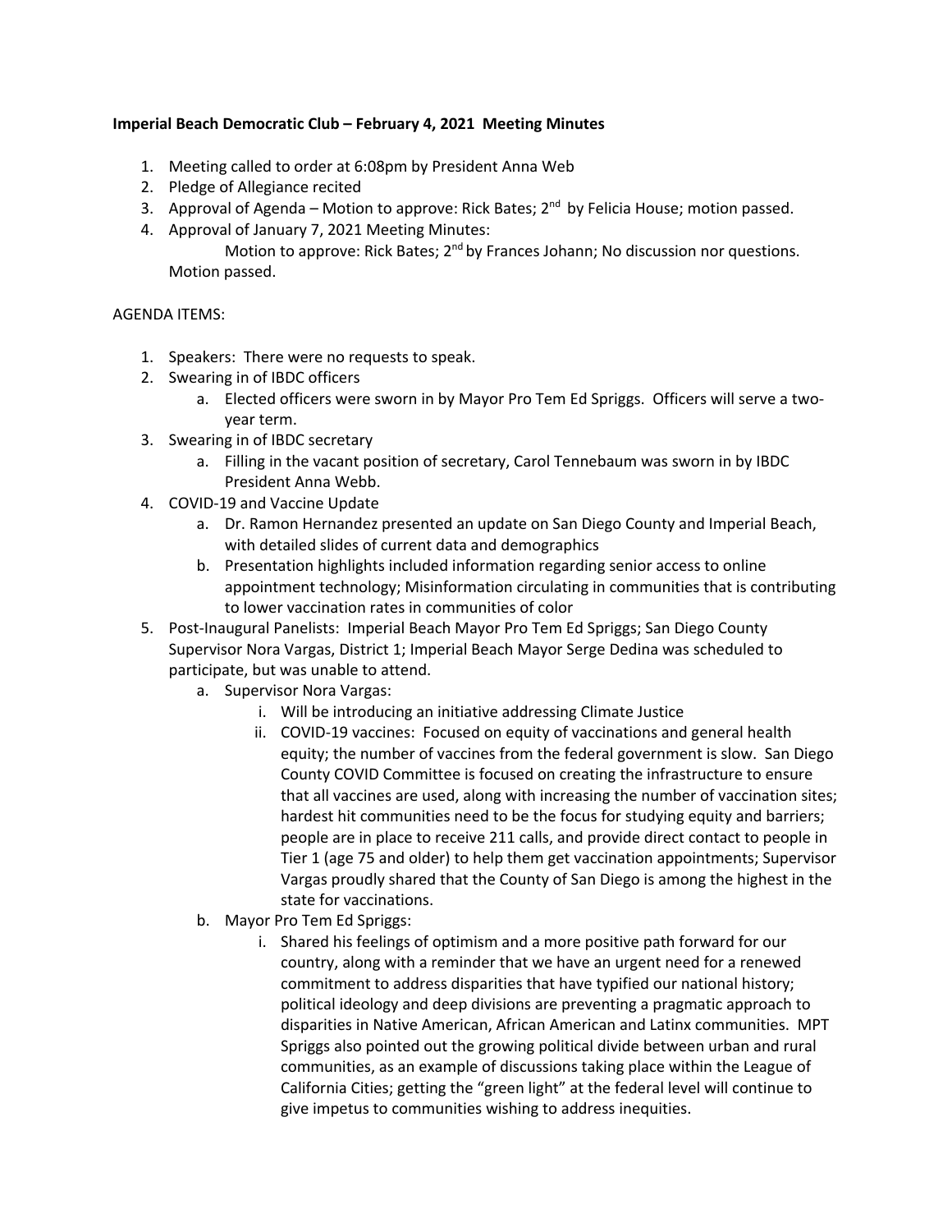**Imperial Beach Democratic Club – February 4, 2021 Meeting Minutes**

1. Meeting called to order at 6:08pm by President Anna Web
2. Pledge of Allegiance recited
3. Approval of Agenda – Motion to approve: Rick Bates; 2nd by Felicia House; motion passed.
4. Approval of January 7, 2021 Meeting Minutes:
   Motion to approve: Rick Bates; 2nd by Frances Johann; No discussion nor questions. Motion passed.

AGENDA ITEMS:

1. Speakers: There were no requests to speak.
2. Swearing in of IBDC officers
   a. Elected officers were sworn in by Mayor Pro Tem Ed Spriggs. Officers will serve a two-year term.
3. Swearing in of IBDC secretary
   a. Filling in the vacant position of secretary, Carol Tennebaum was sworn in by IBDC President Anna Webb.
4. COVID-19 and Vaccine Update
   a. Dr. Ramon Hernandez presented an update on San Diego County and Imperial Beach, with detailed slides of current data and demographics
   b. Presentation highlights included information regarding senior access to online appointment technology; Misinformation circulating in communities that is contributing to lower vaccination rates in communities of color
5. Post-Inaugural Panelists: Imperial Beach Mayor Pro Tem Ed Spriggs; San Diego County Supervisor Nora Vargas, District 1; Imperial Beach Mayor Serge Dedina was scheduled to participate, but was unable to attend.
   a. Supervisor Nora Vargas:
      i. Will be introducing an initiative addressing Climate Justice
      ii. COVID-19 vaccines: Focused on equity of vaccinations and general health equity; the number of vaccines from the federal government is slow. San Diego County COVID Committee is focused on creating the infrastructure to ensure that all vaccines are used, along with increasing the number of vaccination sites; hardest hit communities need to be the focus for studying equity and barriers; people are in place to receive 211 calls, and provide direct contact to people in Tier 1 (age 75 and older) to help them get vaccination appointments; Supervisor Vargas proudly shared that the County of San Diego is among the highest in the state for vaccinations.
   b. Mayor Pro Tem Ed Spriggs:
      i. Shared his feelings of optimism and a more positive path forward for our country, along with a reminder that we have an urgent need for a renewed commitment to address disparities that have typified our national history; political ideology and deep divisions are preventing a pragmatic approach to disparities in Native American, African American and Latinx communities. MPT Spriggs also pointed out the growing political divide between urban and rural communities, as an example of discussions taking place within the League of California Cities; getting the "green light" at the federal level will continue to give impetus to communities wishing to address inequities.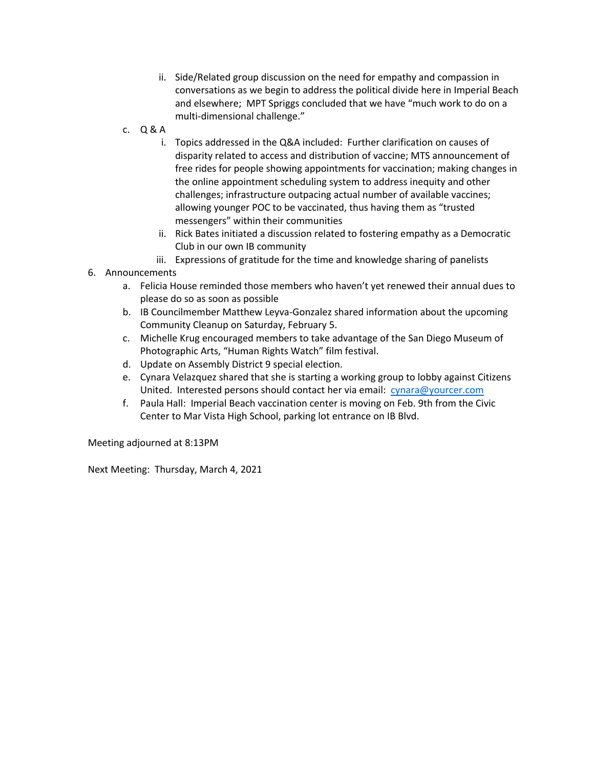- ii. Side/Related group discussion on the need for empathy and compassion in conversations as we begin to address the political divide here in Imperial Beach and elsewhere; MPT Spriggs concluded that we have "much work to do on a multi-dimensional challenge."
- c. Q & A
   - i. Topics addressed in the Q&A included: Further clarification on causes of disparity related to access and distribution of vaccine; MTS announcement of free rides for people showing appointments for vaccination; making changes in the online appointment scheduling system to address inequity and other challenges; infrastructure outpacing actual number of available vaccines; allowing younger POC to be vaccinated, thus having them as "trusted messengers" within their communities
   - ii. Rick Bates initiated a discussion related to fostering empathy as a Democratic Club in our own IB community
   - iii. Expressions of gratitude for the time and knowledge sharing of panelists

6. Announcements
   - a. Felicia House reminded those members who haven't yet renewed their annual dues to please do so as soon as possible
   - b. IB Councilmember Matthew Leyva-Gonzalez shared information about the upcoming Community Cleanup on Saturday, February 5.
   - c. Michelle Krug encouraged members to take advantage of the San Diego Museum of Photographic Arts, "Human Rights Watch" film festival.
   - d. Update on Assembly District 9 special election.
   - e. Cynara Velazquez shared that she is starting a working group to lobby against Citizens United. Interested persons should contact her via email: cynara@yourcer.com
   - f. Paula Hall: Imperial Beach vaccination center is moving on Feb. 9th from the Civic Center to Mar Vista High School, parking lot entrance on IB Blvd.

Meeting adjourned at 8:13PM

Next Meeting: Thursday, March 4, 2021